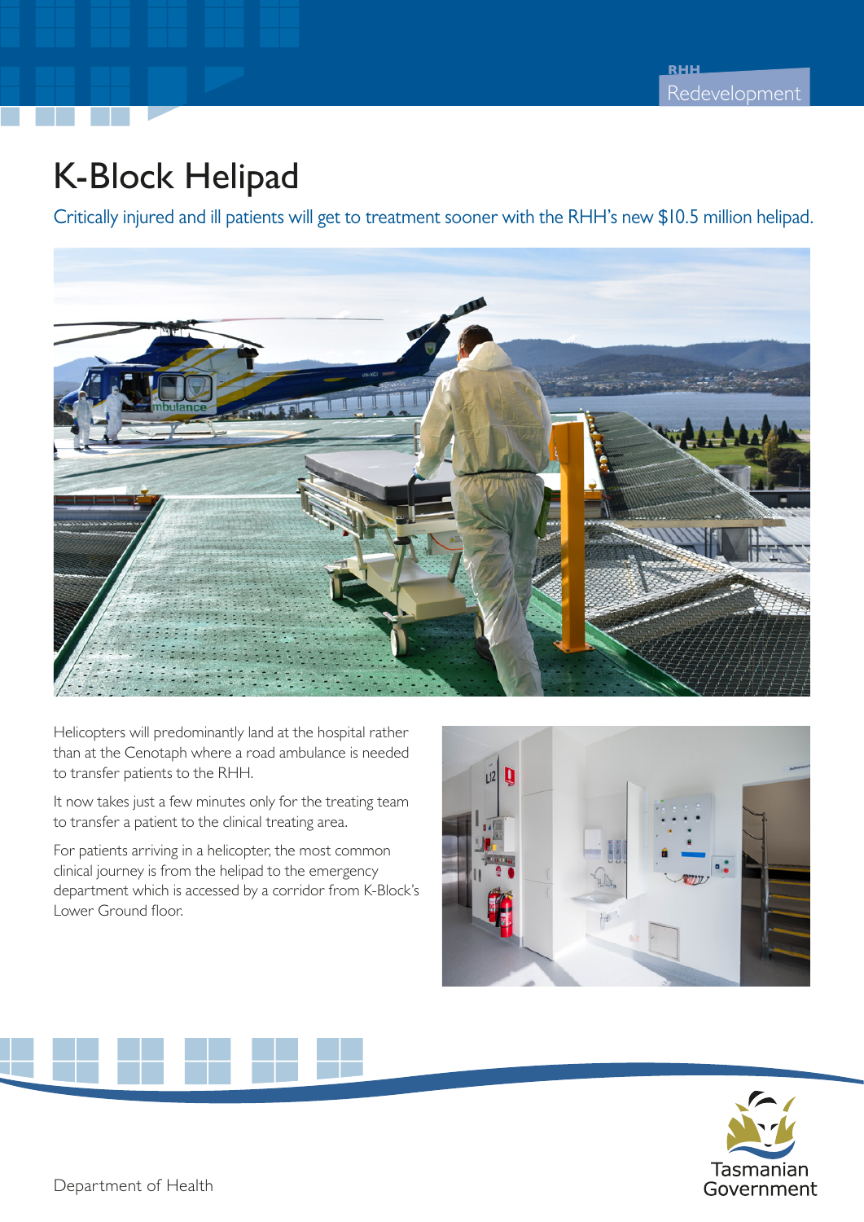RHH Redevelopment

# K-Block Helipad

Critically injured and ill patients will get to treatment sooner with the RHH's new $10.5 million helipad.

Helicopters will predominantly land at the hospital rather than at the Cenotaph where a road ambulance is needed to transfer patients to the RHH.

It now takes just a few minutes only for the treating team to transfer a patient to the clinical treating area.

For patients arriving in a helicopter, the most common clinical journey is from the helipad to the emergency department which is accessed by a corridor from K-Block's Lower Ground floor.

Department of Health

Tasmanian Government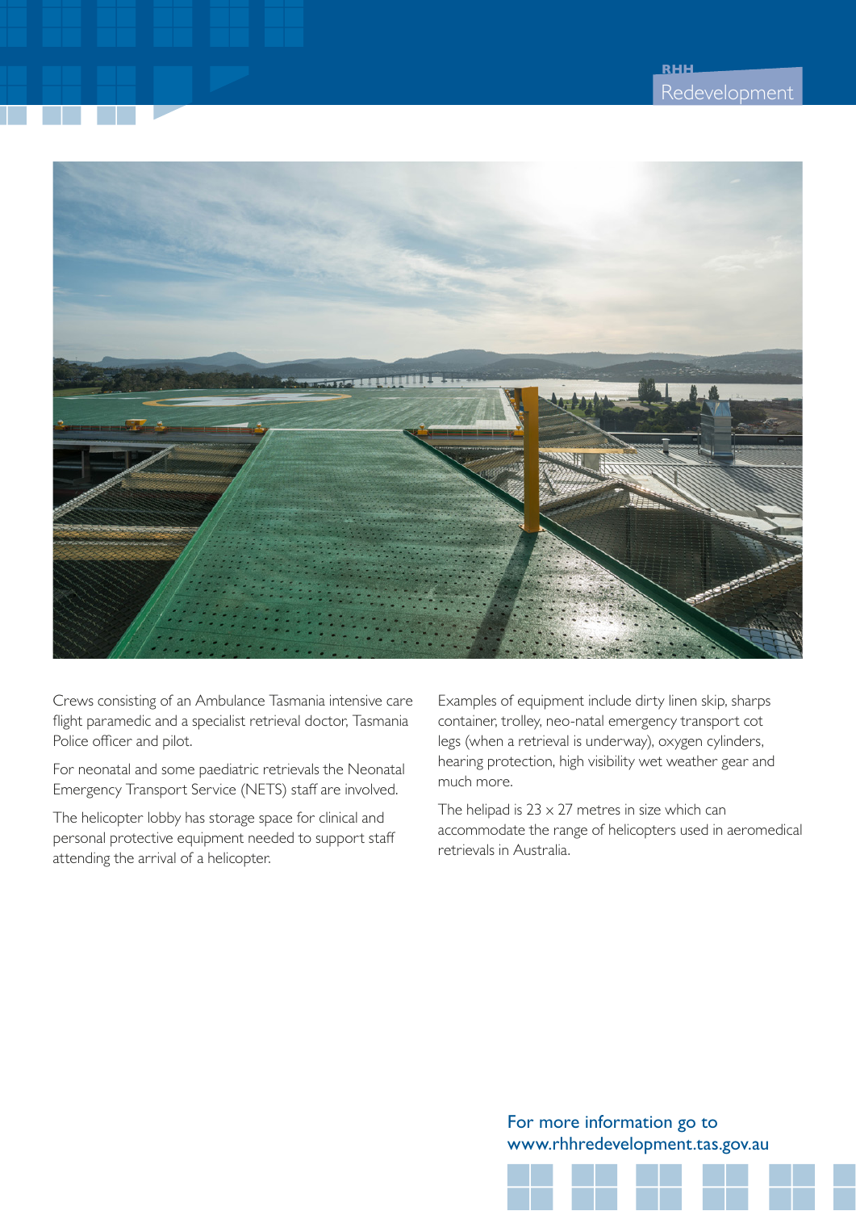Crews consisting of an Ambulance Tasmania intensive care flight paramedic and a specialist retrieval doctor, Tasmania Police officer and pilot.

For neonatal and some paediatric retrievals the Neonatal Emergency Transport Service (NETS) staff are involved.

The helicopter lobby has storage space for clinical and personal protective equipment needed to support staff attending the arrival of a helicopter.

Examples of equipment include dirty linen skip, sharps container, trolley, neo-natal emergency transport cot legs (when a retrieval is underway), oxygen cylinders, hearing protection, high visibility wet weather gear and much more.

The helipad is 23 x 27 metres in size which can accommodate the range of helicopters used in aeromedical retrievals in Australia.

For more information go to
www.rhhredevelopment.tas.gov.au